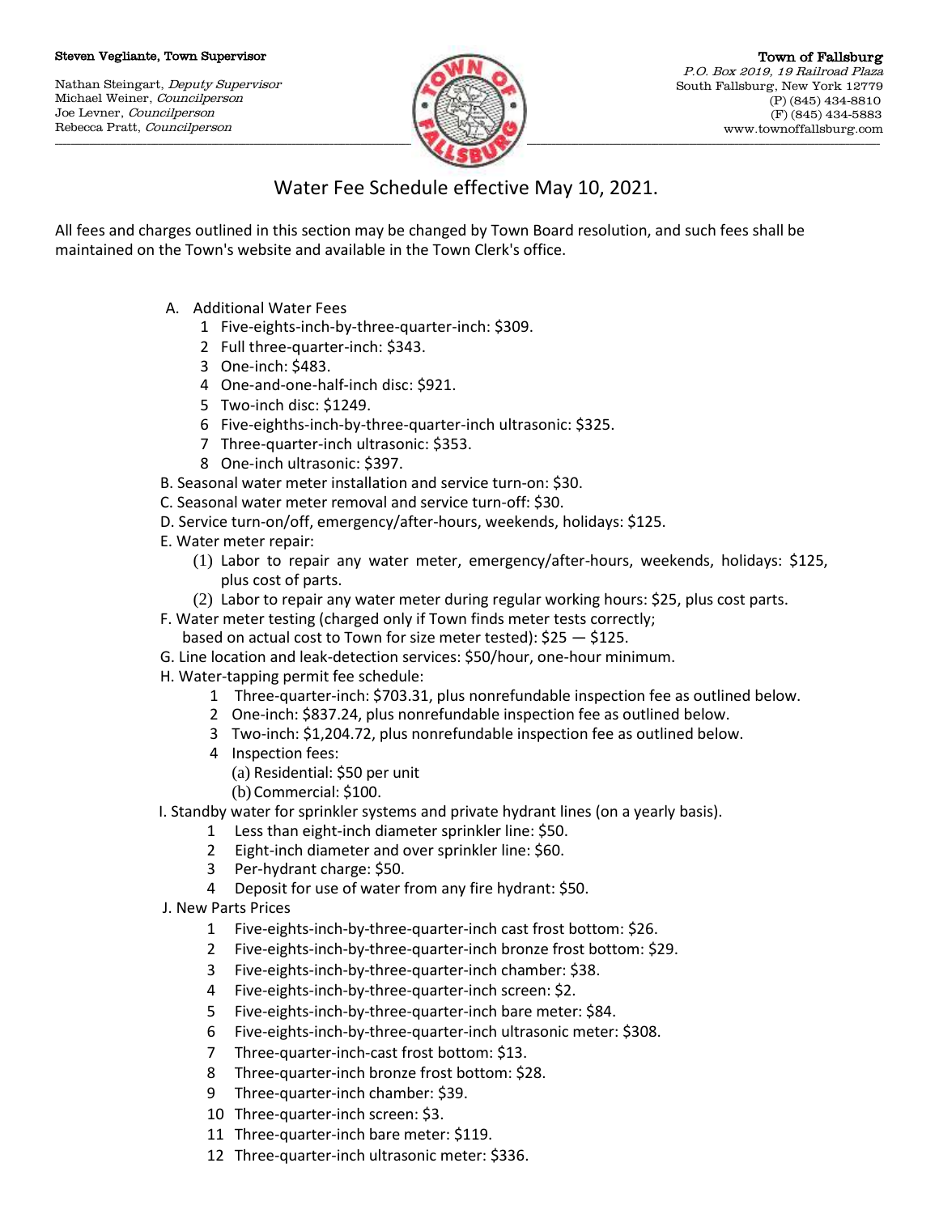**Steven Vegliante, Town Supervisor**

Nathan Steingart, *Deputy Supervisor*
Michael Weiner, *Councilperson*
Joe Levner, *Councilperson*
Rebecca Pratt, *Councilperson*

**Town of Fallsburg**
*P.O. Box 2019, 19 Railroad Plaza*
South Fallsburg, New York 12779
(P) (845) 434-8810
(F) (845) 434-5883
www.townoffallsburg.com

# Water Fee Schedule effective May 10, 2021.

All fees and charges outlined in this section may be changed by Town Board resolution, and such fees shall be maintained on the Town's website and available in the Town Clerk's office.

A. Additional Water Fees
   1. Five-eights-inch-by-three-quarter-inch: $309.
   2. Full three-quarter-inch: $343.
   3. One-inch: $483.
   4. One-and-one-half-inch disc: $921.
   5. Two-inch disc: $1249.
   6. Five-eighths-inch-by-three-quarter-inch ultrasonic: $325.
   7. Three-quarter-inch ultrasonic: $353.
   8. One-inch ultrasonic: $397.

B. Seasonal water meter installation and service turn-on: $30.

C. Seasonal water meter removal and service turn-off: $30.

D. Service turn-on/off, emergency/after-hours, weekends, holidays: $125.

E. Water meter repair:
   (1) Labor to repair any water meter, emergency/after-hours, weekends, holidays: $125, plus cost of parts.
   (2) Labor to repair any water meter during regular working hours: $25, plus cost parts.

F. Water meter testing (charged only if Town finds meter tests correctly; based on actual cost to Town for size meter tested): $25 — $125.

G. Line location and leak-detection services: $50/hour, one-hour minimum.

H. Water-tapping permit fee schedule:
   1. Three-quarter-inch: $703.31, plus nonrefundable inspection fee as outlined below.
   2. One-inch: $837.24, plus nonrefundable inspection fee as outlined below.
   3. Two-inch: $1,204.72, plus nonrefundable inspection fee as outlined below.
   4. Inspection fees:
      (a) Residential: $50 per unit
      (b) Commercial: $100.

I. Standby water for sprinkler systems and private hydrant lines (on a yearly basis).
   1. Less than eight-inch diameter sprinkler line: $50.
   2. Eight-inch diameter and over sprinkler line: $60.
   3. Per-hydrant charge: $50.
   4. Deposit for use of water from any fire hydrant: $50.

J. New Parts Prices
   1. Five-eights-inch-by-three-quarter-inch cast frost bottom: $26.
   2. Five-eights-inch-by-three-quarter-inch bronze frost bottom: $29.
   3. Five-eights-inch-by-three-quarter-inch chamber: $38.
   4. Five-eights-inch-by-three-quarter-inch screen: $2.
   5. Five-eights-inch-by-three-quarter-inch bare meter: $84.
   6. Five-eights-inch-by-three-quarter-inch ultrasonic meter: $308.
   7. Three-quarter-inch-cast frost bottom: $13.
   8. Three-quarter-inch bronze frost bottom: $28.
   9. Three-quarter-inch chamber: $39.
   10. Three-quarter-inch screen: $3.
   11. Three-quarter-inch bare meter: $119.
   12. Three-quarter-inch ultrasonic meter: $336.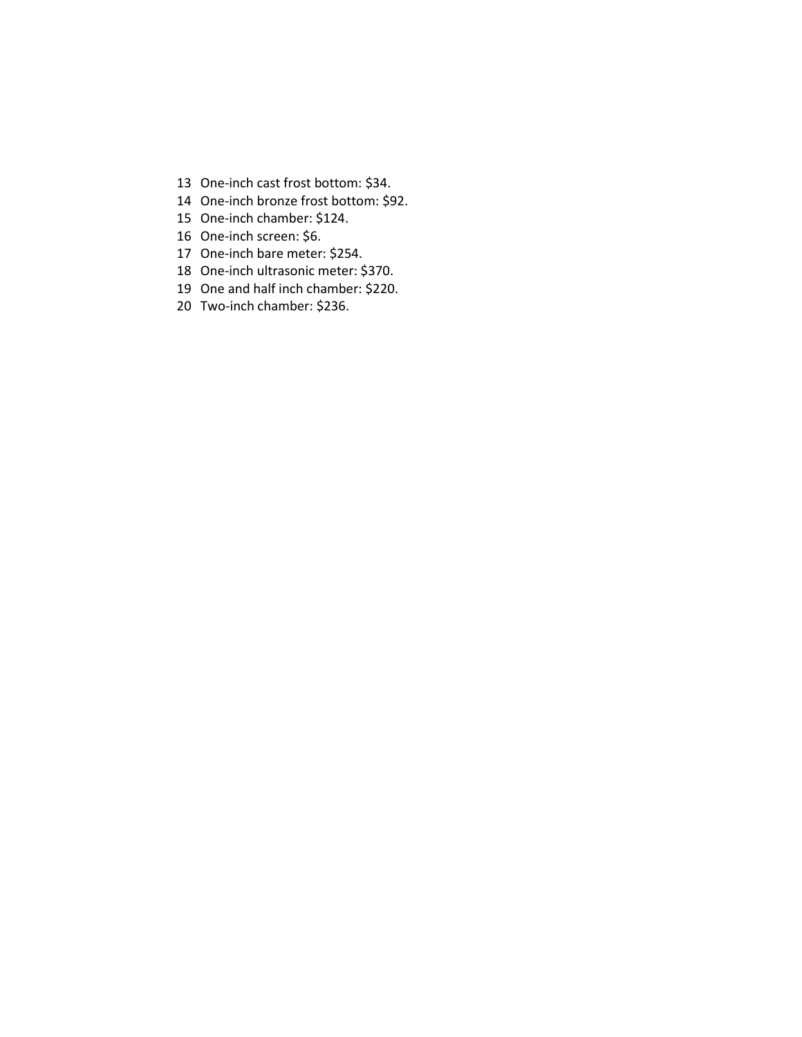13 One-inch cast frost bottom: $34.
14 One-inch bronze frost bottom: $92.
15 One-inch chamber: $124.
16 One-inch screen: $6.
17 One-inch bare meter: $254.
18 One-inch ultrasonic meter: $370.
19 One and half inch chamber: $220.
20 Two-inch chamber: $236.